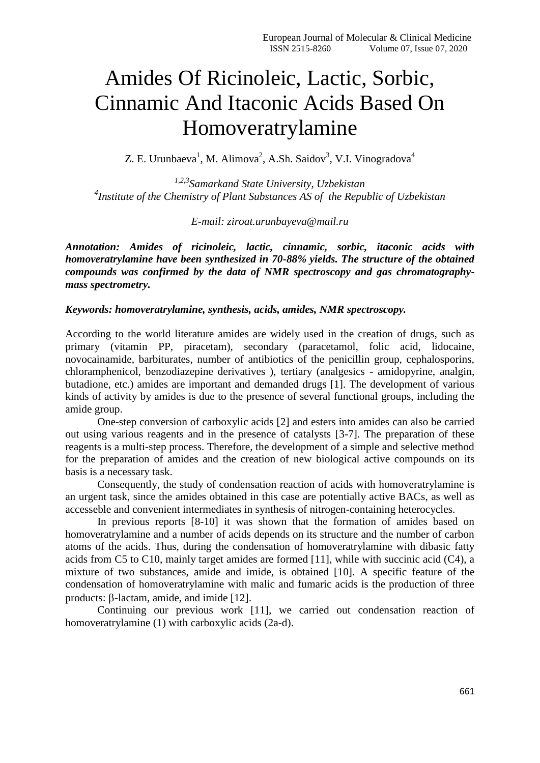# Amides Of Ricinoleic, Lactic, Sorbic, Cinnamic And Itaconic Acids Based On Homoveratrylamine

Z. E. Urunbaeva[1], M. Alimova[2], A.Sh. Saidov[3], V.I. Vinogradova[4]

*[1,2,3]Samarkand State University, Uzbekistan*
*[4]Institute of the Chemistry of Plant Substances AS of the Republic of Uzbekistan*

*E-mail: ziroat.urunbayeva@mail.ru*

***Annotation: Amides of ricinoleic, lactic, cinnamic, sorbic, itaconic acids with homoveratrylamine have been synthesized in 70-88% yields. The structure of the obtained compounds was confirmed by the data of NMR spectroscopy and gas chromatography-mass spectrometry.***

***Keywords: homoveratrylamine, synthesis, acids, amides, NMR spectroscopy.***

According to the world literature amides are widely used in the creation of drugs, such as primary (vitamin PP, piracetam), secondary (paracetamol, folic acid, lidocaine, novocainamide, barbiturates, number of antibiotics of the penicillin group, cephalosporins, chloramphenicol, benzodiazepine derivatives ), tertiary (analgesics - amidopyrine, analgin, butadione, etc.) amides are important and demanded drugs [1]. The development of various kinds of activity by amides is due to the presence of several functional groups, including the amide group.

One-step conversion of carboxylic acids [2] and esters into amides can also be carried out using various reagents and in the presence of catalysts [3-7]. The preparation of these reagents is a multi-step process. Therefore, the development of a simple and selective method for the preparation of amides and the creation of new biological active compounds on its basis is a necessary task.

Consequently, the study of condensation reaction of acids with homoveratrylamine is an urgent task, since the amides obtained in this case are potentially active BACs, as well as accesseble and convenient intermediates in synthesis of nitrogen-containing heterocycles.

In previous reports [8-10] it was shown that the formation of amides based on homoveratrylamine and a number of acids depends on its structure and the number of carbon atoms of the acids. Thus, during the condensation of homoveratrylamine with dibasic fatty acids from C5 to C10, mainly target amides are formed [11], while with succinic acid (C4), a mixture of two substances, amide and imide, is obtained [10]. A specific feature of the condensation of homoveratrylamine with malic and fumaric acids is the production of three products: β-lactam, amide, and imide [12].

Continuing our previous work [11], we carried out condensation reaction of homoveratrylamine (1) with carboxylic acids (2a-d).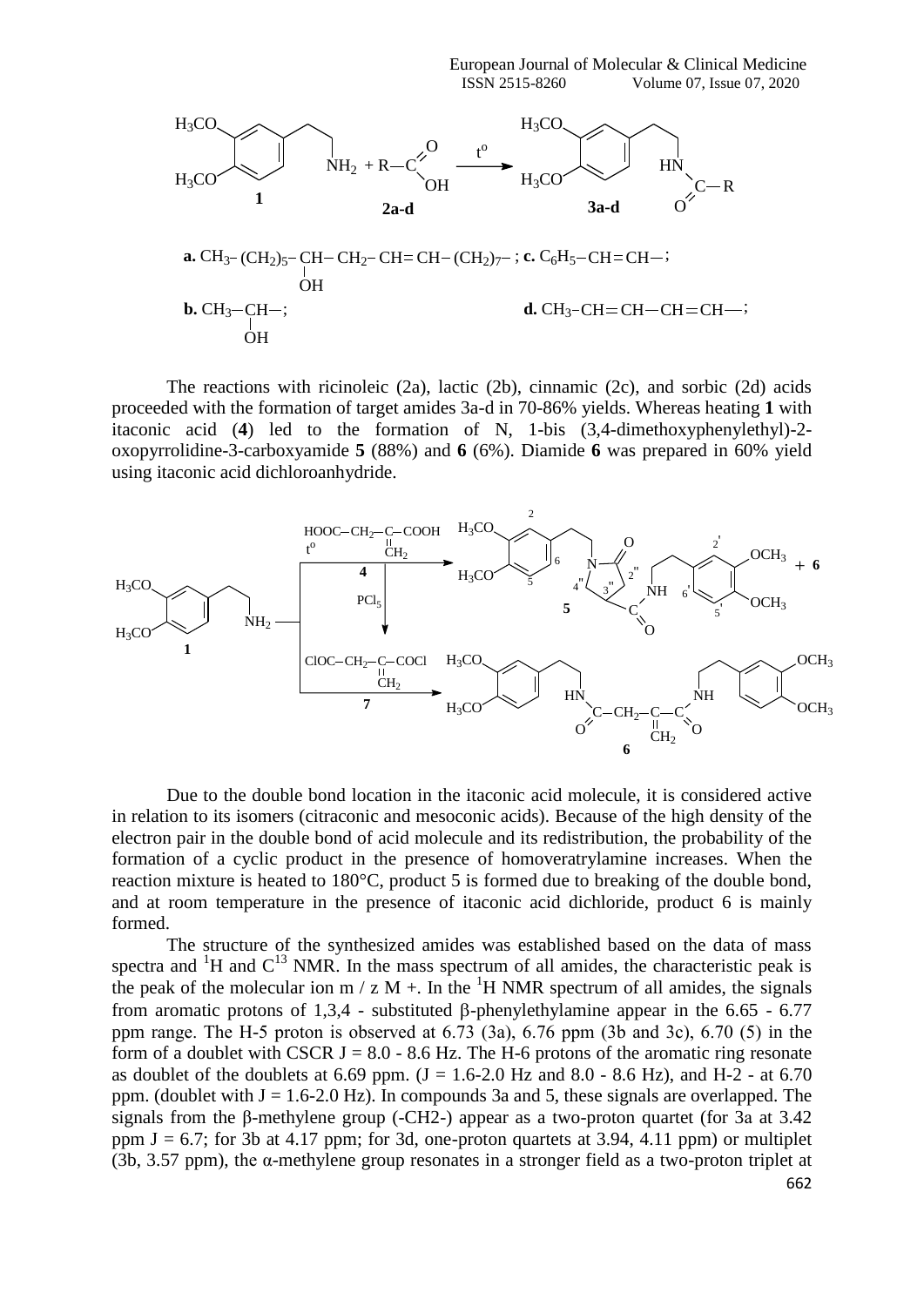**a.** $CH_3-(CH_2)_5-CH(OH)-CH_2-CH=CH-(CH_2)_7-$; **c.** $C_6H_5-CH=CH-$;

**b.** $CH_3-CH(OH)-$; **d.** $CH_3-CH=CH-CH=CH-$;

The reactions with ricinoleic (2a), lactic (2b), cinnamic (2c), and sorbic (2d) acids proceeded with the formation of target amides 3a-d in 70-86% yields. Whereas heating **1** with itaconic acid (**4**) led to the formation of N, 1-bis (3,4-dimethoxyphenylethyl)-2-oxopyrrolidine-3-carboxyamide **5** (88%) and **6** (6%). Diamide **6** was prepared in 60% yield using itaconic acid dichloroanhydride.

Due to the double bond location in the itaconic acid molecule, it is considered active in relation to its isomers (citraconic and mesoconic acids). Because of the high density of the electron pair in the double bond of acid molecule and its redistribution, the probability of the formation of a cyclic product in the presence of homoveratrylamine increases. When the reaction mixture is heated to 180°C, product 5 is formed due to breaking of the double bond, and at room temperature in the presence of itaconic acid dichloride, product 6 is mainly formed.

The structure of the synthesized amides was established based on the data of mass spectra and $^{1}H$ and $C^{13}$ NMR. In the mass spectrum of all amides, the characteristic peak is the peak of the molecular ion m / z M +. In the $^{1}H$ NMR spectrum of all amides, the signals from aromatic protons of 1,3,4 - substituted β-phenylethylamine appear in the 6.65 - 6.77 ppm range. The H-5 proton is observed at 6.73 (3a), 6.76 ppm (3b and 3c), 6.70 (5) in the form of a doublet with CSCR J = 8.0 - 8.6 Hz. The H-6 protons of the aromatic ring resonate as doublet of the doublets at 6.69 ppm. (J = 1.6-2.0 Hz and 8.0 - 8.6 Hz), and H-2 - at 6.70 ppm. (doublet with J = 1.6-2.0 Hz). In compounds 3a and 5, these signals are overlapped. The signals from the β-methylene group (-CH2-) appear as a two-proton quartet (for 3a at 3.42 ppm J = 6.7; for 3b at 4.17 ppm; for 3d, one-proton quartets at 3.94, 4.11 ppm) or multiplet (3b, 3.57 ppm), the α-methylene group resonates in a stronger field as a two-proton triplet at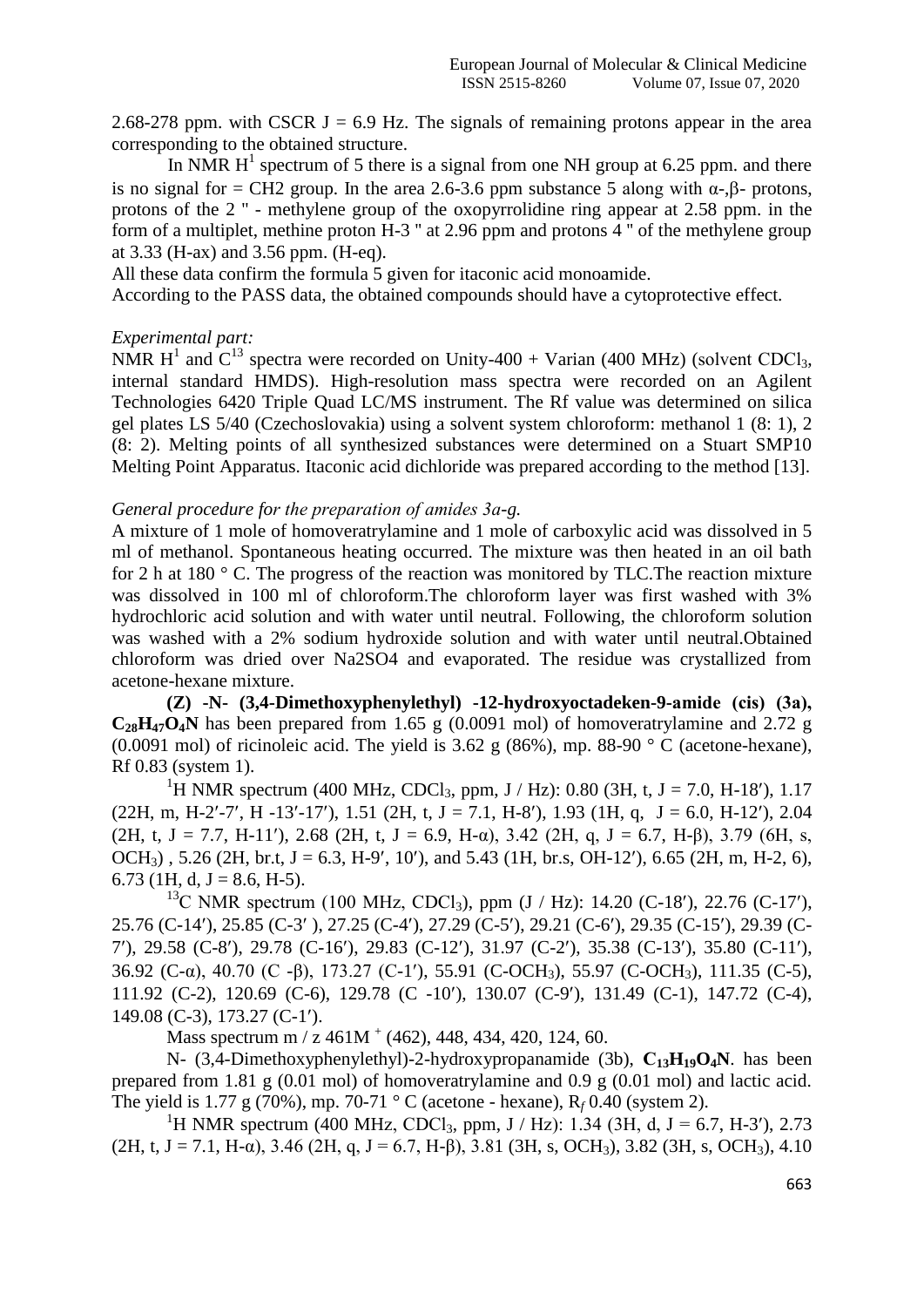2.68-278 ppm. with CSCR J = 6.9 Hz. The signals of remaining protons appear in the area corresponding to the obtained structure.

In NMR $H^1$ spectrum of 5 there is a signal from one NH group at 6.25 ppm. and there is no signal for = CH2 group. In the area 2.6-3.6 ppm substance 5 along with α-,β- protons, protons of the 2 " - methylene group of the oxopyrrolidine ring appear at 2.58 ppm. in the form of a multiplet, methine proton H-3 " at 2.96 ppm and protons 4 " of the methylene group at 3.33 (H-ax) and 3.56 ppm. (H-eq).

All these data confirm the formula 5 given for itaconic acid monoamide.

According to the PASS data, the obtained compounds should have a cytoprotective effect.

*Experimental part:*

NMR $H^1$ and $C^{13}$ spectra were recorded on Unity-400 + Varian (400 MHz) (solvent $CDCl_3$, internal standard HMDS). High-resolution mass spectra were recorded on an Agilent Technologies 6420 Triple Quad LC/MS instrument. The Rf value was determined on silica gel plates LS 5/40 (Czechoslovakia) using a solvent system chloroform: methanol 1 (8: 1), 2 (8: 2). Melting points of all synthesized substances were determined on a Stuart SMP10 Melting Point Apparatus. Itaconic acid dichloride was prepared according to the method [13].

*General procedure for the preparation of amides 3a-g.*

A mixture of 1 mole of homoveratrylamine and 1 mole of carboxylic acid was dissolved in 5 ml of methanol. Spontaneous heating occurred. The mixture was then heated in an oil bath for 2 h at 180 ° C. The progress of the reaction was monitored by TLC.The reaction mixture was dissolved in 100 ml of chloroform.The chloroform layer was first washed with 3% hydrochloric acid solution and with water until neutral. Following, the chloroform solution was washed with a 2% sodium hydroxide solution and with water until neutral.Obtained chloroform was dried over Na2SO4 and evaporated. The residue was crystallized from acetone-hexane mixture.

**(Z) -N- (3,4-Dimethoxyphenylethyl) -12-hydroxyoctadeken-9-amide (cis) (3a), $C_{28}H_{47}O_4N$** has been prepared from 1.65 g (0.0091 mol) of homoveratrylamine and 2.72 g (0.0091 mol) of ricinoleic acid. The yield is 3.62 g (86%), mp. 88-90 ° C (acetone-hexane), Rf 0.83 (system 1).

$^1H$ NMR spectrum (400 MHz, $CDCl_3$, ppm, J / Hz): 0.80 (3H, t, J = 7.0, H-18′), 1.17 (22H, m, H-2′-7′, H -13′-17′), 1.51 (2H, t, J = 7.1, H-8′), 1.93 (1H, q, J = 6.0, H-12′), 2.04 (2H, t, J = 7.7, H-11′), 2.68 (2H, t, J = 6.9, H-α), 3.42 (2H, q, J = 6.7, H-β), 3.79 (6H, s, $OCH_3$) , 5.26 (2H, br.t, J = 6.3, H-9′, 10′), and 5.43 (1H, br.s, OH-12′), 6.65 (2H, m, H-2, 6), 6.73 (1H, d, J = 8.6, H-5).

$^{13}C$ NMR spectrum (100 MHz, $CDCl_3$), ppm (J / Hz): 14.20 (C-18′), 22.76 (C-17′), 25.76 (C-14′), 25.85 (C-3′ ), 27.25 (C-4′), 27.29 (C-5′), 29.21 (C-6′), 29.35 (C-15′), 29.39 (C-7′), 29.58 (C-8′), 29.78 (C-16′), 29.83 (C-12′), 31.97 (C-2′), 35.38 (C-13′), 35.80 (C-11′), 36.92 (C-α), 40.70 (C -β), 173.27 (C-1′), 55.91 (C-$OCH_3$), 55.97 (C-$OCH_3$), 111.35 (C-5), 111.92 (C-2), 120.69 (C-6), 129.78 (C -10′), 130.07 (C-9′), 131.49 (C-1), 147.72 (C-4), 149.08 (C-3), 173.27 (C-1′).

Mass spectrum m / z 461$M^+$ (462), 448, 434, 420, 124, 60.

N- (3,4-Dimethoxyphenylethyl)-2-hydroxypropanamide (3b), **$C_{13}H_{19}O_4N$**. has been prepared from 1.81 g (0.01 mol) of homoveratrylamine and 0.9 g (0.01 mol) and lactic acid. The yield is 1.77 g (70%), mp. 70-71 ° C (acetone - hexane), $R_f$ 0.40 (system 2).

$^1H$ NMR spectrum (400 MHz, $CDCl_3$, ppm, J / Hz): 1.34 (3H, d, J = 6.7, H-3′), 2.73 (2H, t, J = 7.1, H-α), 3.46 (2H, q, J = 6.7, H-β), 3.81 (3H, s, $OCH_3$), 3.82 (3H, s, $OCH_3$), 4.10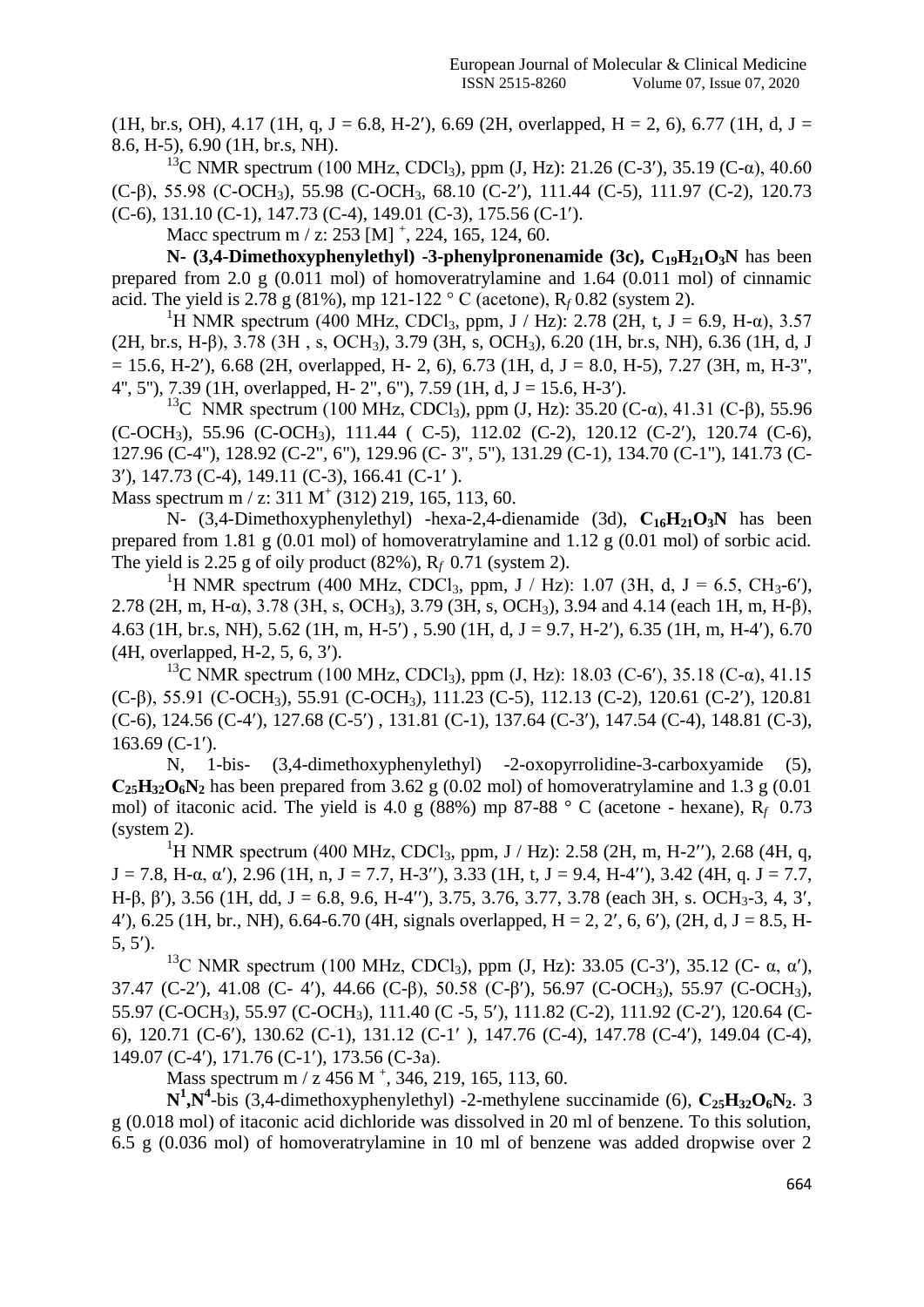(1H, br.s, OH), 4.17 (1H, q, J = 6.8, H-2′), 6.69 (2H, overlapped, H = 2, 6), 6.77 (1H, d, J = 8.6, H-5), 6.90 (1H, br.s, NH).

$^{13}C$ NMR spectrum (100 MHz, $CDCl_3$), ppm (J, Hz): 21.26 (C-3′), 35.19 (C-α), 40.60 (C-β), 55.98 (C-$OCH_3$), 55.98 (C-$OCH_3$, 68.10 (C-2′), 111.44 (C-5), 111.97 (C-2), 120.73 (C-6), 131.10 (C-1), 147.73 (C-4), 149.01 (C-3), 175.56 (C-1′).

Macc spectrum m / z: 253 $[M]^+$, 224, 165, 124, 60.

**N- (3,4-Dimethoxyphenylethyl) -3-phenylpronenamide (3c), $C_{19}H_{21}O_3N$** has been prepared from 2.0 g (0.011 mol) of homoveratrylamine and 1.64 (0.011 mol) of cinnamic acid. The yield is 2.78 g (81%), mp 121-122 ° C (acetone), $R_f$ 0.82 (system 2).

$^1H$ NMR spectrum (400 MHz, $CDCl_3$, ppm, J / Hz): 2.78 (2H, t, J = 6.9, H-α), 3.57 (2H, br.s, H-β), 3.78 (3H , s, $OCH_3$), 3.79 (3H, s, $OCH_3$), 6.20 (1H, br.s, NH), 6.36 (1H, d, J = 15.6, H-2′), 6.68 (2H, overlapped, H- 2, 6), 6.73 (1H, d, J = 8.0, H-5), 7.27 (3H, m, H-3", 4", 5"), 7.39 (1H, overlapped, H- 2", 6"), 7.59 (1H, d, J = 15.6, H-3′).

$^{13}C$ NMR spectrum (100 MHz, $CDCl_3$), ppm (J, Hz): 35.20 (C-α), 41.31 (C-β), 55.96 (C-$OCH_3$), 55.96 (C-$OCH_3$), 111.44 ( C-5), 112.02 (C-2), 120.12 (C-2′), 120.74 (C-6), 127.96 (C-4"), 128.92 (C-2", 6"), 129.96 (C- 3", 5"), 131.29 (C-1), 134.70 (C-1"), 141.73 (C-3′), 147.73 (C-4), 149.11 (C-3), 166.41 (C-1′ ).

Mass spectrum m / z: 311 $M^+$ (312) 219, 165, 113, 60.

N- (3,4-Dimethoxyphenylethyl) -hexa-2,4-dienamide (3d), **$C_{16}H_{21}O_3N$** has been prepared from 1.81 g (0.01 mol) of homoveratrylamine and 1.12 g (0.01 mol) of sorbic acid. The yield is 2.25 g of oily product (82%), $R_f$ 0.71 (system 2).

$^1H$ NMR spectrum (400 MHz, $CDCl_3$, ppm, J / Hz): 1.07 (3H, d, J = 6.5, $CH_3$-6′), 2.78 (2H, m, H-α), 3.78 (3H, s, $OCH_3$), 3.79 (3H, s, $OCH_3$), 3.94 and 4.14 (each 1H, m, H-β), 4.63 (1H, br.s, NH), 5.62 (1H, m, H-5′) , 5.90 (1H, d, J = 9.7, H-2′), 6.35 (1H, m, H-4′), 6.70 (4H, overlapped, H-2, 5, 6, 3′).

$^{13}C$ NMR spectrum (100 MHz, $CDCl_3$), ppm (J, Hz): 18.03 (C-6′), 35.18 (C-α), 41.15 (C-β), 55.91 (C-$OCH_3$), 55.91 (C-$OCH_3$), 111.23 (C-5), 112.13 (C-2), 120.61 (C-2′), 120.81 (C-6), 124.56 (C-4′), 127.68 (C-5′) , 131.81 (C-1), 137.64 (C-3′), 147.54 (C-4), 148.81 (C-3), 163.69 (C-1′).

N, 1-bis- (3,4-dimethoxyphenylethyl) -2-oxopyrrolidine-3-carboxyamide (5), **$C_{25}H_{32}O_6N_2$** has been prepared from 3.62 g (0.02 mol) of homoveratrylamine and 1.3 g (0.01 mol) of itaconic acid. The yield is 4.0 g (88%) mp 87-88 ° C (acetone - hexane), $R_f$ 0.73 (system 2).

$^1H$ NMR spectrum (400 MHz, $CDCl_3$, ppm, J / Hz): 2.58 (2H, m, H-2′′), 2.68 (4H, q, J = 7.8, H-α, α′), 2.96 (1H, n, J = 7.7, H-3′′), 3.33 (1H, t, J = 9.4, H-4′′), 3.42 (4H, q. J = 7.7, H-β, β′), 3.56 (1H, dd, J = 6.8, 9.6, H-4′′), 3.75, 3.76, 3.77, 3.78 (each 3H, s. $OCH_3$-3, 4, 3′, 4′), 6.25 (1H, br., NH), 6.64-6.70 (4H, signals overlapped, H = 2, 2′, 6, 6′), (2H, d, J = 8.5, H-5, 5′).

$^{13}C$ NMR spectrum (100 MHz, $CDCl_3$), ppm (J, Hz): 33.05 (C-3′), 35.12 (C- α, α′), 37.47 (C-2′), 41.08 (C- 4′), 44.66 (C-β), 50.58 (C-β′), 56.97 (C-$OCH_3$), 55.97 (C-$OCH_3$), 55.97 (C-$OCH_3$), 55.97 (C-$OCH_3$), 111.40 (C -5, 5′), 111.82 (C-2), 111.92 (C-2′), 120.64 (C-6), 120.71 (C-6′), 130.62 (C-1), 131.12 (C-1′ ), 147.76 (C-4), 147.78 (C-4′), 149.04 (C-4), 149.07 (C-4′), 171.76 (C-1′), 173.56 (C-3a).

Mass spectrum m / z 456 $M^+$, 346, 219, 165, 113, 60.

**$N^1$,$N^4$**-bis (3,4-dimethoxyphenylethyl) -2-methylene succinamide (6), **$C_{25}H_{32}O_6N_2$**. 3 g (0.018 mol) of itaconic acid dichloride was dissolved in 20 ml of benzene. To this solution, 6.5 g (0.036 mol) of homoveratrylamine in 10 ml of benzene was added dropwise over 2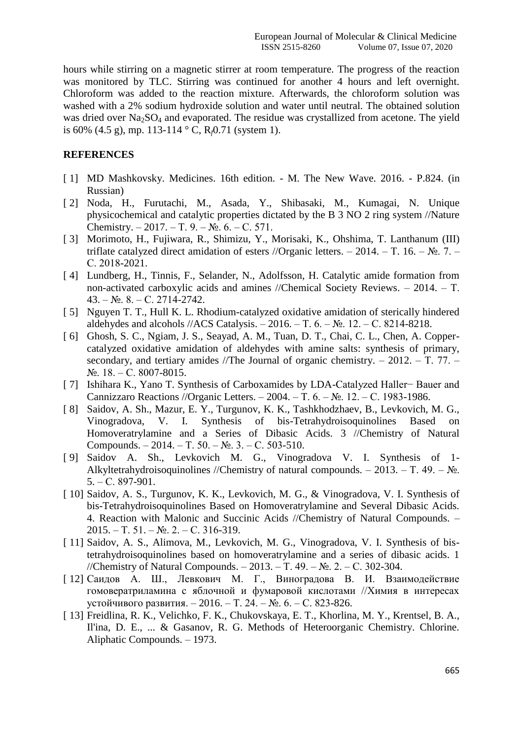hours while stirring on a magnetic stirrer at room temperature. The progress of the reaction was monitored by TLC. Stirring was continued for another 4 hours and left overnight. Chloroform was added to the reaction mixture. Afterwards, the chloroform solution was washed with a 2% sodium hydroxide solution and water until neutral. The obtained solution was dried over $Na_2SO_4$ and evaporated. The residue was crystallized from acetone. The yield is 60% (4.5 g), mp. 113-114 ° C, $R_f$0.71 (system 1).

## REFERENCES

[ 1] MD Mashkovsky. Medicines. 16th edition. - M. The New Wave. 2016. - P.824. (in Russian)

[ 2] Noda, H., Furutachi, M., Asada, Y., Shibasaki, M., Kumagai, N. Unique physicochemical and catalytic properties dictated by the B 3 NO 2 ring system //Nature Chemistry. – 2017. – T. 9. – №. 6. – C. 571.

[ 3] Morimoto, H., Fujiwara, R., Shimizu, Y., Morisaki, K., Ohshima, T. Lanthanum (III) triflate catalyzed direct amidation of esters //Organic letters. – 2014. – T. 16. – №. 7. – C. 2018-2021.

[ 4] Lundberg, H., Tinnis, F., Selander, N., Adolfsson, H. Catalytic amide formation from non-activated carboxylic acids and amines //Chemical Society Reviews. – 2014. – T. 43. – №. 8. – C. 2714-2742.

[ 5] Nguyen T. T., Hull K. L. Rhodium-catalyzed oxidative amidation of sterically hindered aldehydes and alcohols //ACS Catalysis. – 2016. – T. 6. – №. 12. – C. 8214-8218.

[ 6] Ghosh, S. C., Ngiam, J. S., Seayad, A. M., Tuan, D. T., Chai, C. L., Chen, A. Copper-catalyzed oxidative amidation of aldehydes with amine salts: synthesis of primary, secondary, and tertiary amides //The Journal of organic chemistry. – 2012. – T. 77. – №. 18. – C. 8007-8015.

[ 7] Ishihara K., Yano T. Synthesis of Carboxamides by LDA-Catalyzed Haller− Bauer and Cannizzaro Reactions //Organic Letters. – 2004. – T. 6. – №. 12. – C. 1983-1986.

[ 8] Saidov, A. Sh., Mazur, E. Y., Turgunov, K. K., Tashkhodzhaev, B., Levkovich, M. G., Vinogradova, V. I. Synthesis of bis-Tetrahydroisoquinolines Based on Homoveratrylamine and a Series of Dibasic Acids. 3 //Chemistry of Natural Compounds. – 2014. – T. 50. – №. 3. – C. 503-510.

[ 9] Saidov A. Sh., Levkovich M. G., Vinogradova V. I. Synthesis of 1-Alkyltetrahydroisoquinolines //Chemistry of natural compounds. – 2013. – T. 49. – №. 5. – C. 897-901.

[ 10] Saidov, A. S., Turgunov, K. K., Levkovich, M. G., & Vinogradova, V. I. Synthesis of bis-Tetrahydroisoquinolines Based on Homoveratrylamine and Several Dibasic Acids. 4. Reaction with Malonic and Succinic Acids //Chemistry of Natural Compounds. – 2015. – T. 51. – №. 2. – C. 316-319.

[ 11] Saidov, A. S., Alimova, M., Levkovich, M. G., Vinogradova, V. I. Synthesis of bis-tetrahydroisoquinolines based on homoveratrylamine and a series of dibasic acids. 1 //Chemistry of Natural Compounds. – 2013. – T. 49. – №. 2. – C. 302-304.

[ 12] Саидов А. Ш., Левкович М. Г., Виноградова В. И. Взаимодействие гомовератриламина с яблочной и фумаровой кислотами //Химия в интересах устойчивого развития. – 2016. – Т. 24. – №. 6. – С. 823-826.

[ 13] Freidlina, R. K., Velichko, F. K., Chukovskaya, E. T., Khorlina, M. Y., Krentsel, B. A., Il'ina, D. E., ... & Gasanov, R. G. Methods of Heteroorganic Chemistry. Chlorine. Aliphatic Compounds. – 1973.